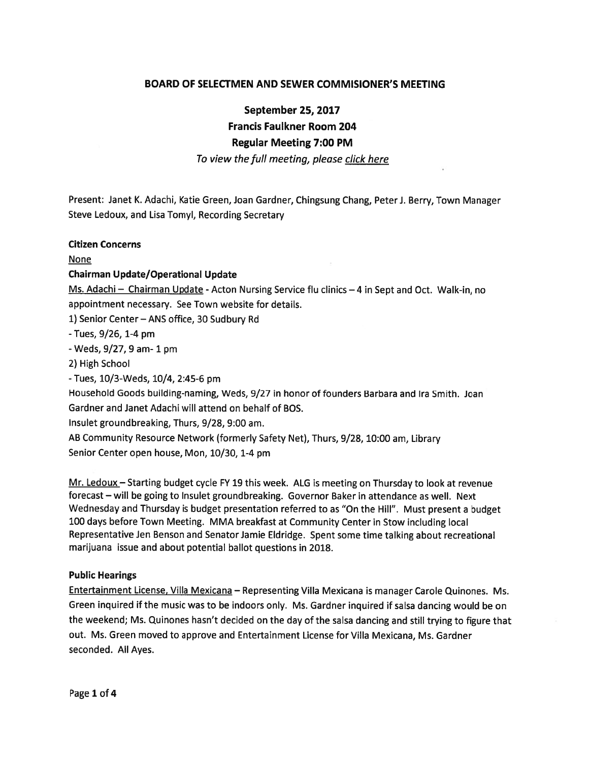# BOARD OF SELECTMEN AND SEWER COMMISIONER'S MEETING

## September 25, 2017
## Francis Faulkner Room 204
## Regular Meeting 7:00 PM

*To view the full meeting, please click here*

Present: Janet K. Adachi, Katie Green, Joan Gardner, Chingsung Chang, Peter J. Berry, Town Manager Steve Ledoux, and Lisa Tomyl, Recording Secretary

**Citizen Concerns**

None

**Chairman Update/Operational Update**

Ms. Adachi – Chairman Update - Acton Nursing Service flu clinics – 4 in Sept and Oct. Walk-in, no appointment necessary. See Town website for details.

1) Senior Center – ANS office, 30 Sudbury Rd

- Tues, 9/26, 1-4 pm
- Weds, 9/27, 9 am- 1 pm

2) High School

- Tues, 10/3-Weds, 10/4, 2:45-6 pm

Household Goods building-naming, Weds, 9/27 in honor of founders Barbara and Ira Smith. Joan Gardner and Janet Adachi will attend on behalf of BOS.

Insulet groundbreaking, Thurs, 9/28, 9:00 am.

AB Community Resource Network (formerly Safety Net), Thurs, 9/28, 10:00 am, Library

Senior Center open house, Mon, 10/30, 1-4 pm

Mr. Ledoux – Starting budget cycle FY 19 this week. ALG is meeting on Thursday to look at revenue forecast – will be going to Insulet groundbreaking. Governor Baker in attendance as well. Next Wednesday and Thursday is budget presentation referred to as "On the Hill". Must present a budget 100 days before Town Meeting. MMA breakfast at Community Center in Stow including local Representative Jen Benson and Senator Jamie Eldridge. Spent some time talking about recreational marijuana issue and about potential ballot questions in 2018.

**Public Hearings**

Entertainment License, Villa Mexicana – Representing Villa Mexicana is manager Carole Quinones. Ms. Green inquired if the music was to be indoors only. Ms. Gardner inquired if salsa dancing would be on the weekend; Ms. Quinones hasn't decided on the day of the salsa dancing and still trying to figure that out. Ms. Green moved to approve and Entertainment License for Villa Mexicana, Ms. Gardner seconded. All Ayes.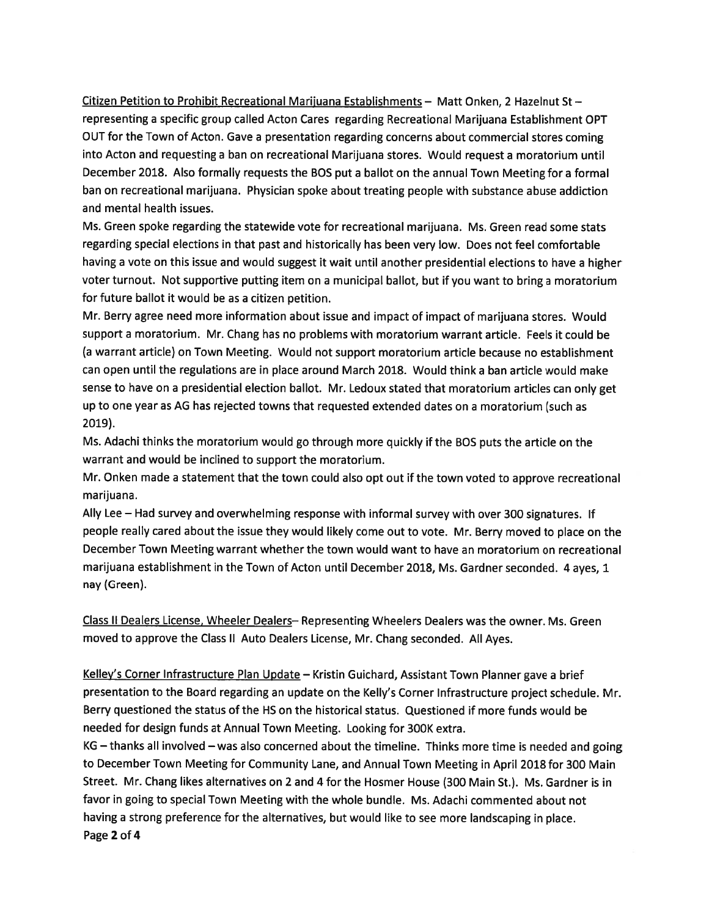<u>Citizen Petition to Prohibit Recreational Marijuana Establishments</u> – Matt Onken, 2 Hazelnut St – representing a specific group called Acton Cares regarding Recreational Marijuana Establishment OPT OUT for the Town of Acton. Gave a presentation regarding concerns about commercial stores coming into Acton and requesting a ban on recreational Marijuana stores. Would request a moratorium until December 2018. Also formally requests the BOS put a ballot on the annual Town Meeting for a formal ban on recreational marijuana. Physician spoke about treating people with substance abuse addiction and mental health issues.

Ms. Green spoke regarding the statewide vote for recreational marijuana. Ms. Green read some stats regarding special elections in that past and historically has been very low. Does not feel comfortable having a vote on this issue and would suggest it wait until another presidential elections to have a higher voter turnout. Not supportive putting item on a municipal ballot, but if you want to bring a moratorium for future ballot it would be as a citizen petition.

Mr. Berry agree need more information about issue and impact of impact of marijuana stores. Would support a moratorium. Mr. Chang has no problems with moratorium warrant article. Feels it could be (a warrant article) on Town Meeting. Would not support moratorium article because no establishment can open until the regulations are in place around March 2018. Would think a ban article would make sense to have on a presidential election ballot. Mr. Ledoux stated that moratorium articles can only get up to one year as AG has rejected towns that requested extended dates on a moratorium (such as 2019).

Ms. Adachi thinks the moratorium would go through more quickly if the BOS puts the article on the warrant and would be inclined to support the moratorium.

Mr. Onken made a statement that the town could also opt out if the town voted to approve recreational marijuana.

Ally Lee – Had survey and overwhelming response with informal survey with over 300 signatures. If people really cared about the issue they would likely come out to vote. Mr. Berry moved to place on the December Town Meeting warrant whether the town would want to have an moratorium on recreational marijuana establishment in the Town of Acton until December 2018, Ms. Gardner seconded. 4 ayes, 1 nay (Green).

<u>Class II Dealers License, Wheeler Dealers</u>– Representing Wheelers Dealers was the owner. Ms. Green moved to approve the Class II Auto Dealers License, Mr. Chang seconded. All Ayes.

<u>Kelley's Corner Infrastructure Plan Update</u> – Kristin Guichard, Assistant Town Planner gave a brief presentation to the Board regarding an update on the Kelly's Corner Infrastructure project schedule. Mr. Berry questioned the status of the HS on the historical status. Questioned if more funds would be needed for design funds at Annual Town Meeting. Looking for 300K extra.

KG – thanks all involved – was also concerned about the timeline. Thinks more time is needed and going to December Town Meeting for Community Lane, and Annual Town Meeting in April 2018 for 300 Main Street. Mr. Chang likes alternatives on 2 and 4 for the Hosmer House (300 Main St.). Ms. Gardner is in favor in going to special Town Meeting with the whole bundle. Ms. Adachi commented about not having a strong preference for the alternatives, but would like to see more landscaping in place.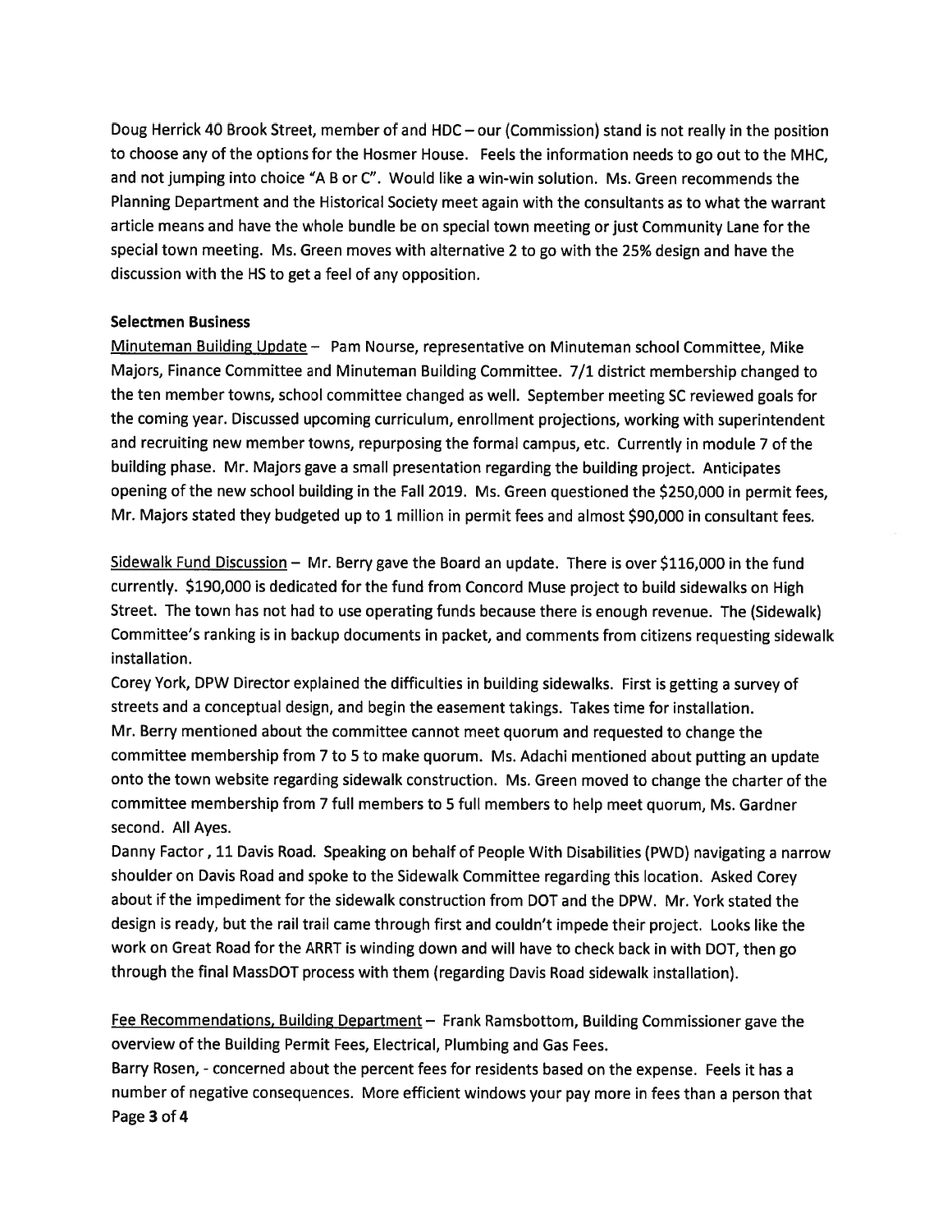Doug Herrick 40 Brook Street, member of and HDC – our (Commission) stand is not really in the position to choose any of the options for the Hosmer House. Feels the information needs to go out to the MHC, and not jumping into choice "A B or C". Would like a win-win solution. Ms. Green recommends the Planning Department and the Historical Society meet again with the consultants as to what the warrant article means and have the whole bundle be on special town meeting or just Community Lane for the special town meeting. Ms. Green moves with alternative 2 to go with the 25% design and have the discussion with the HS to get a feel of any opposition.

**Selectmen Business**

Minuteman Building Update – Pam Nourse, representative on Minuteman school Committee, Mike Majors, Finance Committee and Minuteman Building Committee. 7/1 district membership changed to the ten member towns, school committee changed as well. September meeting SC reviewed goals for the coming year. Discussed upcoming curriculum, enrollment projections, working with superintendent and recruiting new member towns, repurposing the formal campus, etc. Currently in module 7 of the building phase. Mr. Majors gave a small presentation regarding the building project. Anticipates opening of the new school building in the Fall 2019. Ms. Green questioned the $250,000 in permit fees, Mr. Majors stated they budgeted up to 1 million in permit fees and almost $90,000 in consultant fees.

Sidewalk Fund Discussion – Mr. Berry gave the Board an update. There is over $116,000 in the fund currently. $190,000 is dedicated for the fund from Concord Muse project to build sidewalks on High Street. The town has not had to use operating funds because there is enough revenue. The (Sidewalk) Committee's ranking is in backup documents in packet, and comments from citizens requesting sidewalk installation.

Corey York, DPW Director explained the difficulties in building sidewalks. First is getting a survey of streets and a conceptual design, and begin the easement takings. Takes time for installation.

Mr. Berry mentioned about the committee cannot meet quorum and requested to change the committee membership from 7 to 5 to make quorum. Ms. Adachi mentioned about putting an update onto the town website regarding sidewalk construction. Ms. Green moved to change the charter of the committee membership from 7 full members to 5 full members to help meet quorum, Ms. Gardner second. All Ayes.

Danny Factor , 11 Davis Road. Speaking on behalf of People With Disabilities (PWD) navigating a narrow shoulder on Davis Road and spoke to the Sidewalk Committee regarding this location. Asked Corey about if the impediment for the sidewalk construction from DOT and the DPW. Mr. York stated the design is ready, but the rail trail came through first and couldn't impede their project. Looks like the work on Great Road for the ARRT is winding down and will have to check back in with DOT, then go through the final MassDOT process with them (regarding Davis Road sidewalk installation).

Fee Recommendations, Building Department – Frank Ramsbottom, Building Commissioner gave the overview of the Building Permit Fees, Electrical, Plumbing and Gas Fees.

Barry Rosen, - concerned about the percent fees for residents based on the expense. Feels it has a number of negative consequences. More efficient windows your pay more in fees than a person that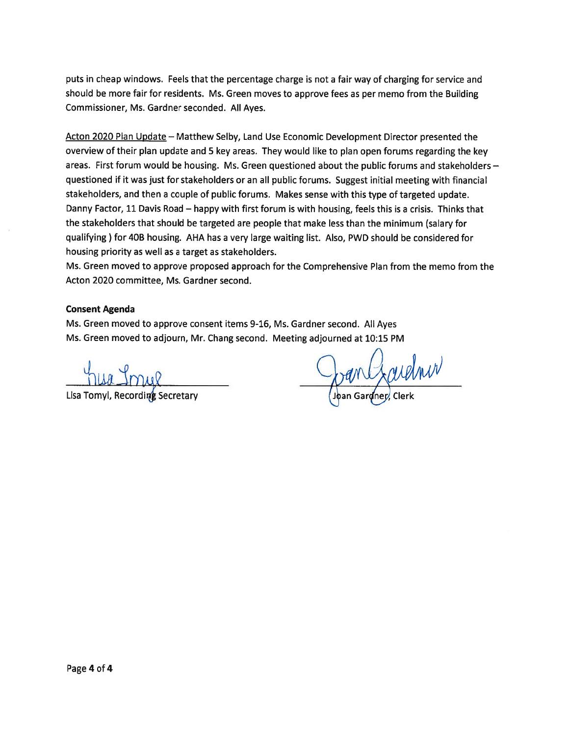puts in cheap windows. Feels that the percentage charge is not a fair way of charging for service and should be more fair for residents. Ms. Green moves to approve fees as per memo from the Building Commissioner, Ms. Gardner seconded. All Ayes.

Acton 2020 Plan Update – Matthew Selby, Land Use Economic Development Director presented the overview of their plan update and 5 key areas. They would like to plan open forums regarding the key areas. First forum would be housing. Ms. Green questioned about the public forums and stakeholders – questioned if it was just for stakeholders or an all public forums. Suggest initial meeting with financial stakeholders, and then a couple of public forums. Makes sense with this type of targeted update. Danny Factor, 11 Davis Road – happy with first forum is with housing, feels this is a crisis. Thinks that the stakeholders that should be targeted are people that make less than the minimum (salary for qualifying ) for 40B housing. AHA has a very large waiting list. Also, PWD should be considered for housing priority as well as a target as stakeholders.
Ms. Green moved to approve proposed approach for the Comprehensive Plan from the memo from the Acton 2020 committee, Ms. Gardner second.

**Consent Agenda**

Ms. Green moved to approve consent items 9-16, Ms. Gardner second. All Ayes
Ms. Green moved to adjourn, Mr. Chang second. Meeting adjourned at 10:15 PM

Lisa Tomyl, Recording Secretary

Joan Gardner, Clerk